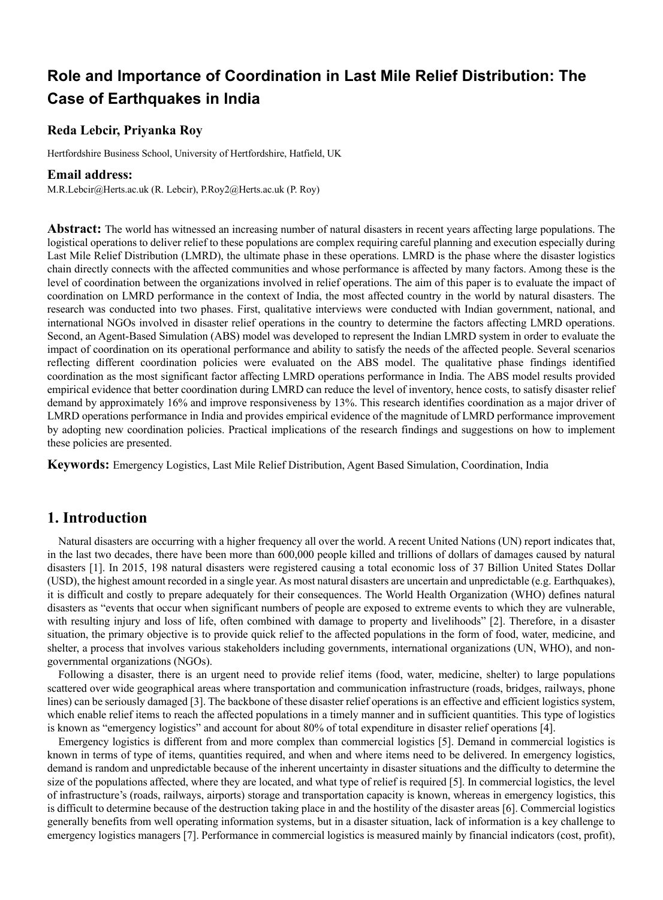# Role and Importance of Coordination in Last Mile Relief Distribution: The Case of Earthquakes in India

**Reda Lebcir, Priyanka Roy**

Hertfordshire Business School, University of Hertfordshire, Hatfield, UK

**Email address:**

M.R.Lebcir@Herts.ac.uk (R. Lebcir), P.Roy2@Herts.ac.uk (P. Roy)

**Abstract:** The world has witnessed an increasing number of natural disasters in recent years affecting large populations. The logistical operations to deliver relief to these populations are complex requiring careful planning and execution especially during Last Mile Relief Distribution (LMRD), the ultimate phase in these operations. LMRD is the phase where the disaster logistics chain directly connects with the affected communities and whose performance is affected by many factors. Among these is the level of coordination between the organizations involved in relief operations. The aim of this paper is to evaluate the impact of coordination on LMRD performance in the context of India, the most affected country in the world by natural disasters. The research was conducted into two phases. First, qualitative interviews were conducted with Indian government, national, and international NGOs involved in disaster relief operations in the country to determine the factors affecting LMRD operations. Second, an Agent-Based Simulation (ABS) model was developed to represent the Indian LMRD system in order to evaluate the impact of coordination on its operational performance and ability to satisfy the needs of the affected people. Several scenarios reflecting different coordination policies were evaluated on the ABS model. The qualitative phase findings identified coordination as the most significant factor affecting LMRD operations performance in India. The ABS model results provided empirical evidence that better coordination during LMRD can reduce the level of inventory, hence costs, to satisfy disaster relief demand by approximately 16% and improve responsiveness by 13%. This research identifies coordination as a major driver of LMRD operations performance in India and provides empirical evidence of the magnitude of LMRD performance improvement by adopting new coordination policies. Practical implications of the research findings and suggestions on how to implement these policies are presented.

**Keywords:** Emergency Logistics, Last Mile Relief Distribution, Agent Based Simulation, Coordination, India

## 1. Introduction

Natural disasters are occurring with a higher frequency all over the world. A recent United Nations (UN) report indicates that, in the last two decades, there have been more than 600,000 people killed and trillions of dollars of damages caused by natural disasters [1]. In 2015, 198 natural disasters were registered causing a total economic loss of 37 Billion United States Dollar (USD), the highest amount recorded in a single year. As most natural disasters are uncertain and unpredictable (e.g. Earthquakes), it is difficult and costly to prepare adequately for their consequences. The World Health Organization (WHO) defines natural disasters as "events that occur when significant numbers of people are exposed to extreme events to which they are vulnerable, with resulting injury and loss of life, often combined with damage to property and livelihoods" [2]. Therefore, in a disaster situation, the primary objective is to provide quick relief to the affected populations in the form of food, water, medicine, and shelter, a process that involves various stakeholders including governments, international organizations (UN, WHO), and non-governmental organizations (NGOs).

Following a disaster, there is an urgent need to provide relief items (food, water, medicine, shelter) to large populations scattered over wide geographical areas where transportation and communication infrastructure (roads, bridges, railways, phone lines) can be seriously damaged [3]. The backbone of these disaster relief operations is an effective and efficient logistics system, which enable relief items to reach the affected populations in a timely manner and in sufficient quantities. This type of logistics is known as "emergency logistics" and account for about 80% of total expenditure in disaster relief operations [4].

Emergency logistics is different from and more complex than commercial logistics [5]. Demand in commercial logistics is known in terms of type of items, quantities required, and when and where items need to be delivered. In emergency logistics, demand is random and unpredictable because of the inherent uncertainty in disaster situations and the difficulty to determine the size of the populations affected, where they are located, and what type of relief is required [5]. In commercial logistics, the level of infrastructure's (roads, railways, airports) storage and transportation capacity is known, whereas in emergency logistics, this is difficult to determine because of the destruction taking place in and the hostility of the disaster areas [6]. Commercial logistics generally benefits from well operating information systems, but in a disaster situation, lack of information is a key challenge to emergency logistics managers [7]. Performance in commercial logistics is measured mainly by financial indicators (cost, profit),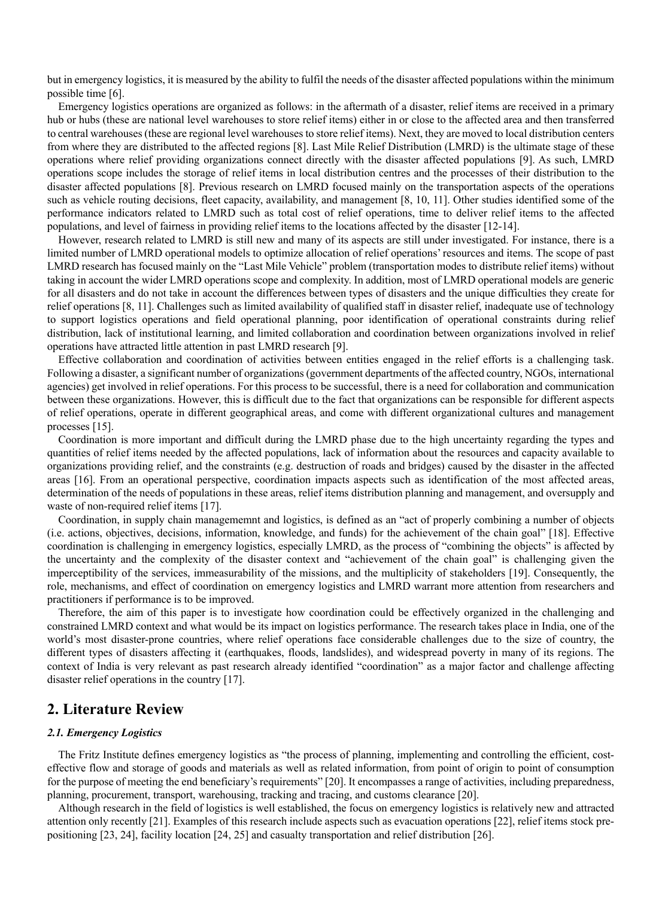but in emergency logistics, it is measured by the ability to fulfil the needs of the disaster affected populations within the minimum possible time [6].

Emergency logistics operations are organized as follows: in the aftermath of a disaster, relief items are received in a primary hub or hubs (these are national level warehouses to store relief items) either in or close to the affected area and then transferred to central warehouses (these are regional level warehouses to store relief items). Next, they are moved to local distribution centers from where they are distributed to the affected regions [8]. Last Mile Relief Distribution (LMRD) is the ultimate stage of these operations where relief providing organizations connect directly with the disaster affected populations [9]. As such, LMRD operations scope includes the storage of relief items in local distribution centres and the processes of their distribution to the disaster affected populations [8]. Previous research on LMRD focused mainly on the transportation aspects of the operations such as vehicle routing decisions, fleet capacity, availability, and management [8, 10, 11]. Other studies identified some of the performance indicators related to LMRD such as total cost of relief operations, time to deliver relief items to the affected populations, and level of fairness in providing relief items to the locations affected by the disaster [12-14].

However, research related to LMRD is still new and many of its aspects are still under investigated. For instance, there is a limited number of LMRD operational models to optimize allocation of relief operations' resources and items. The scope of past LMRD research has focused mainly on the "Last Mile Vehicle" problem (transportation modes to distribute relief items) without taking in account the wider LMRD operations scope and complexity. In addition, most of LMRD operational models are generic for all disasters and do not take in account the differences between types of disasters and the unique difficulties they create for relief operations [8, 11]. Challenges such as limited availability of qualified staff in disaster relief, inadequate use of technology to support logistics operations and field operational planning, poor identification of operational constraints during relief distribution, lack of institutional learning, and limited collaboration and coordination between organizations involved in relief operations have attracted little attention in past LMRD research [9].

Effective collaboration and coordination of activities between entities engaged in the relief efforts is a challenging task. Following a disaster, a significant number of organizations (government departments of the affected country, NGOs, international agencies) get involved in relief operations. For this process to be successful, there is a need for collaboration and communication between these organizations. However, this is difficult due to the fact that organizations can be responsible for different aspects of relief operations, operate in different geographical areas, and come with different organizational cultures and management processes [15].

Coordination is more important and difficult during the LMRD phase due to the high uncertainty regarding the types and quantities of relief items needed by the affected populations, lack of information about the resources and capacity available to organizations providing relief, and the constraints (e.g. destruction of roads and bridges) caused by the disaster in the affected areas [16]. From an operational perspective, coordination impacts aspects such as identification of the most affected areas, determination of the needs of populations in these areas, relief items distribution planning and management, and oversupply and waste of non-required relief items [17].

Coordination, in supply chain managememnt and logistics, is defined as an "act of properly combining a number of objects (i.e. actions, objectives, decisions, information, knowledge, and funds) for the achievement of the chain goal" [18]. Effective coordination is challenging in emergency logistics, especially LMRD, as the process of "combining the objects" is affected by the uncertainty and the complexity of the disaster context and "achievement of the chain goal" is challenging given the imperceptibility of the services, immeasurability of the missions, and the multiplicity of stakeholders [19]. Consequently, the role, mechanisms, and effect of coordination on emergency logistics and LMRD warrant more attention from researchers and practitioners if performance is to be improved.

Therefore, the aim of this paper is to investigate how coordination could be effectively organized in the challenging and constrained LMRD context and what would be its impact on logistics performance. The research takes place in India, one of the world's most disaster-prone countries, where relief operations face considerable challenges due to the size of country, the different types of disasters affecting it (earthquakes, floods, landslides), and widespread poverty in many of its regions. The context of India is very relevant as past research already identified "coordination" as a major factor and challenge affecting disaster relief operations in the country [17].

## 2. Literature Review

### *2.1. Emergency Logistics*

The Fritz Institute defines emergency logistics as "the process of planning, implementing and controlling the efficient, cost-effective flow and storage of goods and materials as well as related information, from point of origin to point of consumption for the purpose of meeting the end beneficiary's requirements" [20]. It encompasses a range of activities, including preparedness, planning, procurement, transport, warehousing, tracking and tracing, and customs clearance [20].

Although research in the field of logistics is well established, the focus on emergency logistics is relatively new and attracted attention only recently [21]. Examples of this research include aspects such as evacuation operations [22], relief items stock pre-positioning [23, 24], facility location [24, 25] and casualty transportation and relief distribution [26].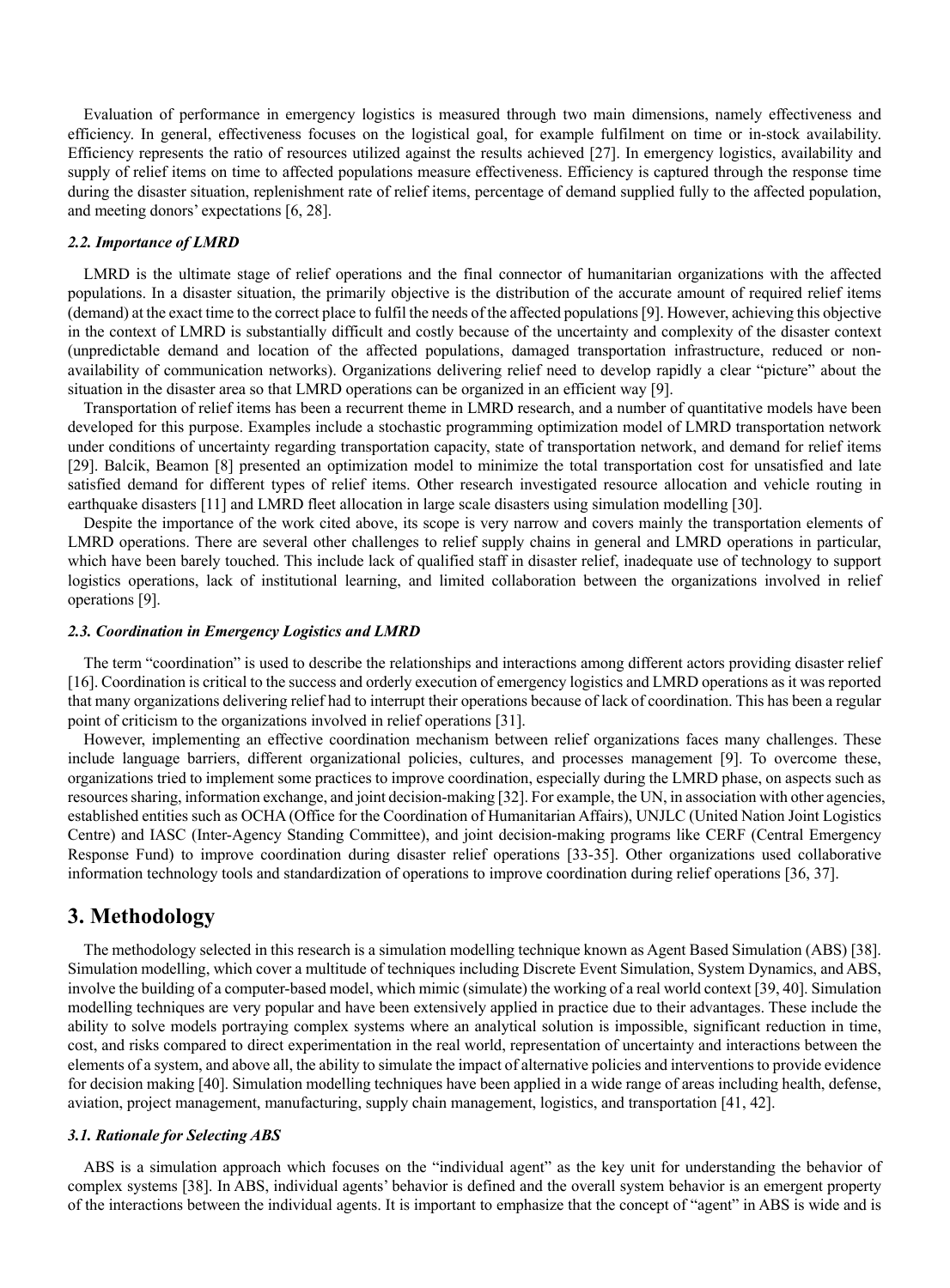Evaluation of performance in emergency logistics is measured through two main dimensions, namely effectiveness and efficiency. In general, effectiveness focuses on the logistical goal, for example fulfilment on time or in-stock availability. Efficiency represents the ratio of resources utilized against the results achieved [27]. In emergency logistics, availability and supply of relief items on time to affected populations measure effectiveness. Efficiency is captured through the response time during the disaster situation, replenishment rate of relief items, percentage of demand supplied fully to the affected population, and meeting donors' expectations [6, 28].

### *2.2. Importance of LMRD*

LMRD is the ultimate stage of relief operations and the final connector of humanitarian organizations with the affected populations. In a disaster situation, the primarily objective is the distribution of the accurate amount of required relief items (demand) at the exact time to the correct place to fulfil the needs of the affected populations [9]. However, achieving this objective in the context of LMRD is substantially difficult and costly because of the uncertainty and complexity of the disaster context (unpredictable demand and location of the affected populations, damaged transportation infrastructure, reduced or non-availability of communication networks). Organizations delivering relief need to develop rapidly a clear "picture" about the situation in the disaster area so that LMRD operations can be organized in an efficient way [9].

Transportation of relief items has been a recurrent theme in LMRD research, and a number of quantitative models have been developed for this purpose. Examples include a stochastic programming optimization model of LMRD transportation network under conditions of uncertainty regarding transportation capacity, state of transportation network, and demand for relief items [29]. Balcik, Beamon [8] presented an optimization model to minimize the total transportation cost for unsatisfied and late satisfied demand for different types of relief items. Other research investigated resource allocation and vehicle routing in earthquake disasters [11] and LMRD fleet allocation in large scale disasters using simulation modelling [30].

Despite the importance of the work cited above, its scope is very narrow and covers mainly the transportation elements of LMRD operations. There are several other challenges to relief supply chains in general and LMRD operations in particular, which have been barely touched. This include lack of qualified staff in disaster relief, inadequate use of technology to support logistics operations, lack of institutional learning, and limited collaboration between the organizations involved in relief operations [9].

### *2.3. Coordination in Emergency Logistics and LMRD*

The term "coordination" is used to describe the relationships and interactions among different actors providing disaster relief [16]. Coordination is critical to the success and orderly execution of emergency logistics and LMRD operations as it was reported that many organizations delivering relief had to interrupt their operations because of lack of coordination. This has been a regular point of criticism to the organizations involved in relief operations [31].

However, implementing an effective coordination mechanism between relief organizations faces many challenges. These include language barriers, different organizational policies, cultures, and processes management [9]. To overcome these, organizations tried to implement some practices to improve coordination, especially during the LMRD phase, on aspects such as resources sharing, information exchange, and joint decision-making [32]. For example, the UN, in association with other agencies, established entities such as OCHA (Office for the Coordination of Humanitarian Affairs), UNJLC (United Nation Joint Logistics Centre) and IASC (Inter-Agency Standing Committee), and joint decision-making programs like CERF (Central Emergency Response Fund) to improve coordination during disaster relief operations [33-35]. Other organizations used collaborative information technology tools and standardization of operations to improve coordination during relief operations [36, 37].

## 3. Methodology

The methodology selected in this research is a simulation modelling technique known as Agent Based Simulation (ABS) [38]. Simulation modelling, which cover a multitude of techniques including Discrete Event Simulation, System Dynamics, and ABS, involve the building of a computer-based model, which mimic (simulate) the working of a real world context [39, 40]. Simulation modelling techniques are very popular and have been extensively applied in practice due to their advantages. These include the ability to solve models portraying complex systems where an analytical solution is impossible, significant reduction in time, cost, and risks compared to direct experimentation in the real world, representation of uncertainty and interactions between the elements of a system, and above all, the ability to simulate the impact of alternative policies and interventions to provide evidence for decision making [40]. Simulation modelling techniques have been applied in a wide range of areas including health, defense, aviation, project management, manufacturing, supply chain management, logistics, and transportation [41, 42].

### *3.1. Rationale for Selecting ABS*

ABS is a simulation approach which focuses on the "individual agent" as the key unit for understanding the behavior of complex systems [38]. In ABS, individual agents' behavior is defined and the overall system behavior is an emergent property of the interactions between the individual agents. It is important to emphasize that the concept of "agent" in ABS is wide and is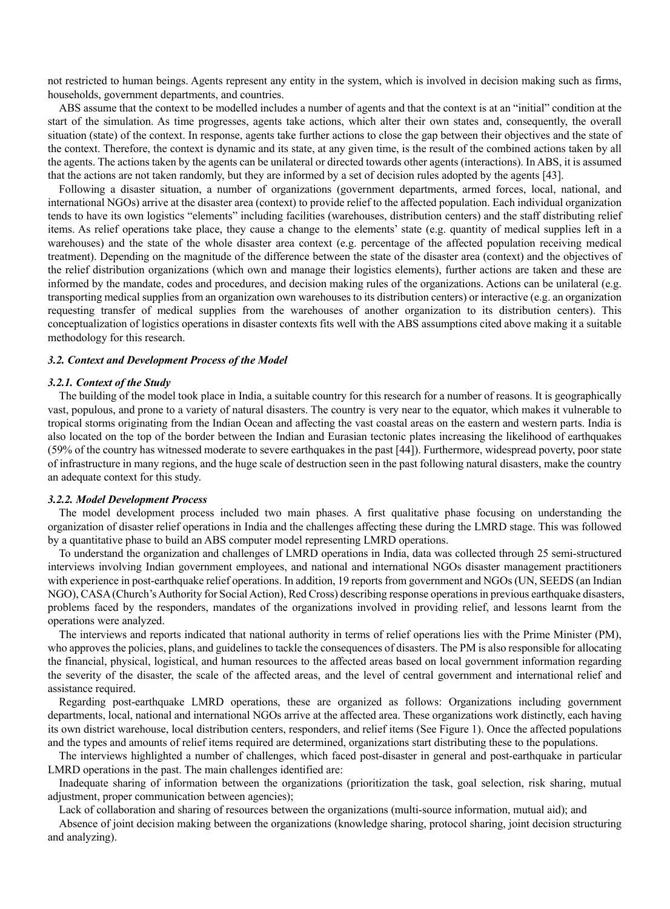not restricted to human beings. Agents represent any entity in the system, which is involved in decision making such as firms, households, government departments, and countries.

ABS assume that the context to be modelled includes a number of agents and that the context is at an "initial" condition at the start of the simulation. As time progresses, agents take actions, which alter their own states and, consequently, the overall situation (state) of the context. In response, agents take further actions to close the gap between their objectives and the state of the context. Therefore, the context is dynamic and its state, at any given time, is the result of the combined actions taken by all the agents. The actions taken by the agents can be unilateral or directed towards other agents (interactions). In ABS, it is assumed that the actions are not taken randomly, but they are informed by a set of decision rules adopted by the agents [43].

Following a disaster situation, a number of organizations (government departments, armed forces, local, national, and international NGOs) arrive at the disaster area (context) to provide relief to the affected population. Each individual organization tends to have its own logistics "elements" including facilities (warehouses, distribution centers) and the staff distributing relief items. As relief operations take place, they cause a change to the elements' state (e.g. quantity of medical supplies left in a warehouses) and the state of the whole disaster area context (e.g. percentage of the affected population receiving medical treatment). Depending on the magnitude of the difference between the state of the disaster area (context) and the objectives of the relief distribution organizations (which own and manage their logistics elements), further actions are taken and these are informed by the mandate, codes and procedures, and decision making rules of the organizations. Actions can be unilateral (e.g. transporting medical supplies from an organization own warehouses to its distribution centers) or interactive (e.g. an organization requesting transfer of medical supplies from the warehouses of another organization to its distribution centers). This conceptualization of logistics operations in disaster contexts fits well with the ABS assumptions cited above making it a suitable methodology for this research.

### *3.2. Context and Development Process of the Model*

#### *3.2.1. Context of the Study*

The building of the model took place in India, a suitable country for this research for a number of reasons. It is geographically vast, populous, and prone to a variety of natural disasters. The country is very near to the equator, which makes it vulnerable to tropical storms originating from the Indian Ocean and affecting the vast coastal areas on the eastern and western parts. India is also located on the top of the border between the Indian and Eurasian tectonic plates increasing the likelihood of earthquakes (59% of the country has witnessed moderate to severe earthquakes in the past [44]). Furthermore, widespread poverty, poor state of infrastructure in many regions, and the huge scale of destruction seen in the past following natural disasters, make the country an adequate context for this study.

#### *3.2.2. Model Development Process*

The model development process included two main phases. A first qualitative phase focusing on understanding the organization of disaster relief operations in India and the challenges affecting these during the LMRD stage. This was followed by a quantitative phase to build an ABS computer model representing LMRD operations.

To understand the organization and challenges of LMRD operations in India, data was collected through 25 semi-structured interviews involving Indian government employees, and national and international NGOs disaster management practitioners with experience in post-earthquake relief operations. In addition, 19 reports from government and NGOs (UN, SEEDS (an Indian NGO), CASA (Church's Authority for Social Action), Red Cross) describing response operations in previous earthquake disasters, problems faced by the responders, mandates of the organizations involved in providing relief, and lessons learnt from the operations were analyzed.

The interviews and reports indicated that national authority in terms of relief operations lies with the Prime Minister (PM), who approves the policies, plans, and guidelines to tackle the consequences of disasters. The PM is also responsible for allocating the financial, physical, logistical, and human resources to the affected areas based on local government information regarding the severity of the disaster, the scale of the affected areas, and the level of central government and international relief and assistance required.

Regarding post-earthquake LMRD operations, these are organized as follows: Organizations including government departments, local, national and international NGOs arrive at the affected area. These organizations work distinctly, each having its own district warehouse, local distribution centers, responders, and relief items (See Figure 1). Once the affected populations and the types and amounts of relief items required are determined, organizations start distributing these to the populations.

The interviews highlighted a number of challenges, which faced post-disaster in general and post-earthquake in particular LMRD operations in the past. The main challenges identified are:

Inadequate sharing of information between the organizations (prioritization the task, goal selection, risk sharing, mutual adjustment, proper communication between agencies);

Lack of collaboration and sharing of resources between the organizations (multi-source information, mutual aid); and

Absence of joint decision making between the organizations (knowledge sharing, protocol sharing, joint decision structuring and analyzing).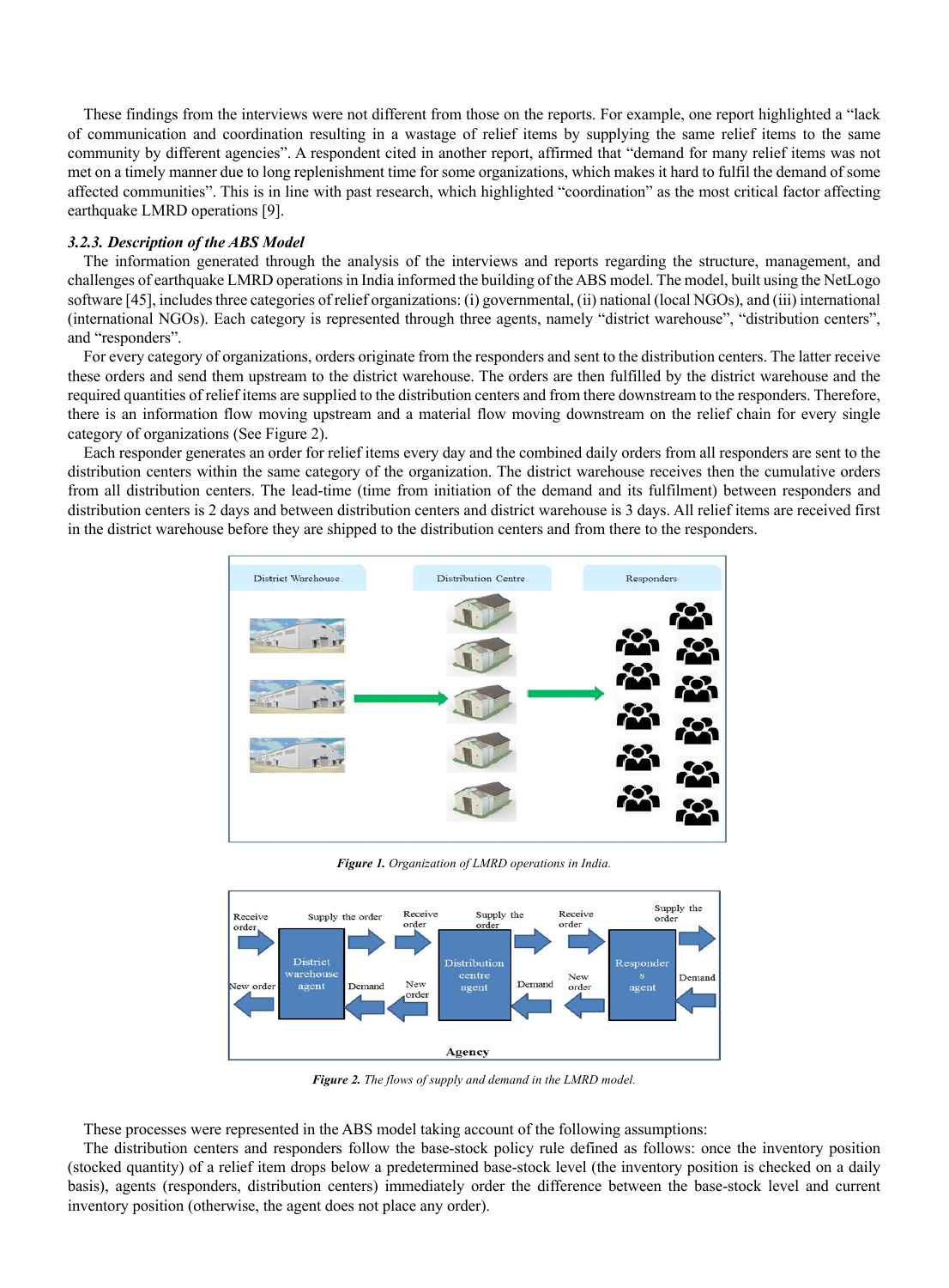These findings from the interviews were not different from those on the reports. For example, one report highlighted a "lack of communication and coordination resulting in a wastage of relief items by supplying the same relief items to the same community by different agencies". A respondent cited in another report, affirmed that "demand for many relief items was not met on a timely manner due to long replenishment time for some organizations, which makes it hard to fulfil the demand of some affected communities". This is in line with past research, which highlighted "coordination" as the most critical factor affecting earthquake LMRD operations [9].

### *3.2.3. Description of the ABS Model*

The information generated through the analysis of the interviews and reports regarding the structure, management, and challenges of earthquake LMRD operations in India informed the building of the ABS model. The model, built using the NetLogo software [45], includes three categories of relief organizations: (i) governmental, (ii) national (local NGOs), and (iii) international (international NGOs). Each category is represented through three agents, namely "district warehouse", "distribution centers", and "responders".

For every category of organizations, orders originate from the responders and sent to the distribution centers. The latter receive these orders and send them upstream to the district warehouse. The orders are then fulfilled by the district warehouse and the required quantities of relief items are supplied to the distribution centers and from there downstream to the responders. Therefore, there is an information flow moving upstream and a material flow moving downstream on the relief chain for every single category of organizations (See Figure 2).

Each responder generates an order for relief items every day and the combined daily orders from all responders are sent to the distribution centers within the same category of the organization. The district warehouse receives then the cumulative orders from all distribution centers. The lead-time (time from initiation of the demand and its fulfilment) between responders and distribution centers is 2 days and between distribution centers and district warehouse is 3 days. All relief items are received first in the district warehouse before they are shipped to the distribution centers and from there to the responders.

***Figure 1.*** *Organization of LMRD operations in India.*

***Figure 2.*** *The flows of supply and demand in the LMRD model.*

These processes were represented in the ABS model taking account of the following assumptions:

The distribution centers and responders follow the base-stock policy rule defined as follows: once the inventory position (stocked quantity) of a relief item drops below a predetermined base-stock level (the inventory position is checked on a daily basis), agents (responders, distribution centers) immediately order the difference between the base-stock level and current inventory position (otherwise, the agent does not place any order).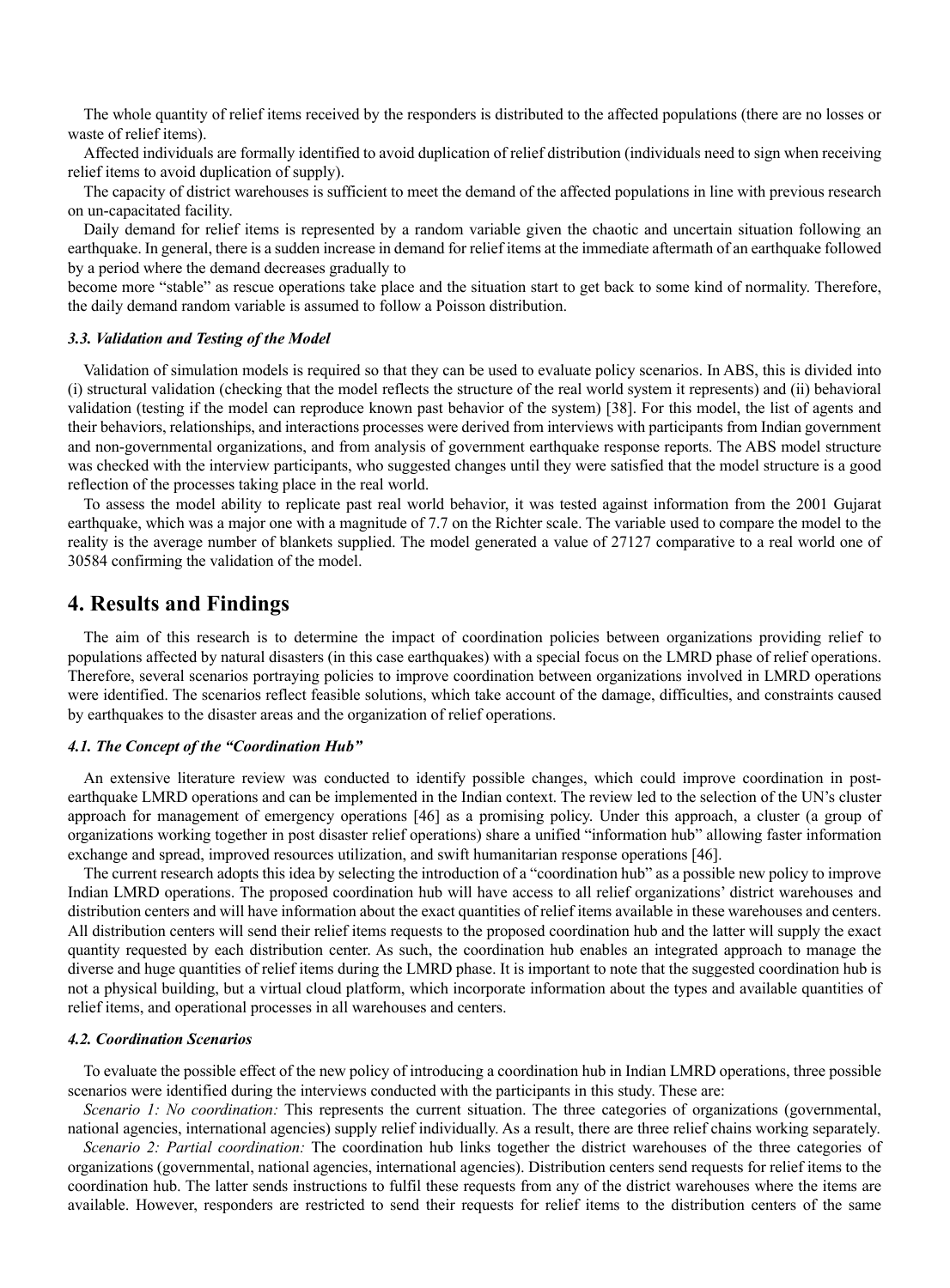The whole quantity of relief items received by the responders is distributed to the affected populations (there are no losses or waste of relief items).

Affected individuals are formally identified to avoid duplication of relief distribution (individuals need to sign when receiving relief items to avoid duplication of supply).

The capacity of district warehouses is sufficient to meet the demand of the affected populations in line with previous research on un-capacitated facility.

Daily demand for relief items is represented by a random variable given the chaotic and uncertain situation following an earthquake. In general, there is a sudden increase in demand for relief items at the immediate aftermath of an earthquake followed by a period where the demand decreases gradually to
become more "stable" as rescue operations take place and the situation start to get back to some kind of normality. Therefore, the daily demand random variable is assumed to follow a Poisson distribution.

### *3.3. Validation and Testing of the Model*

Validation of simulation models is required so that they can be used to evaluate policy scenarios. In ABS, this is divided into (i) structural validation (checking that the model reflects the structure of the real world system it represents) and (ii) behavioral validation (testing if the model can reproduce known past behavior of the system) [38]. For this model, the list of agents and their behaviors, relationships, and interactions processes were derived from interviews with participants from Indian government and non-governmental organizations, and from analysis of government earthquake response reports. The ABS model structure was checked with the interview participants, who suggested changes until they were satisfied that the model structure is a good reflection of the processes taking place in the real world.

To assess the model ability to replicate past real world behavior, it was tested against information from the 2001 Gujarat earthquake, which was a major one with a magnitude of 7.7 on the Richter scale. The variable used to compare the model to the reality is the average number of blankets supplied. The model generated a value of 27127 comparative to a real world one of 30584 confirming the validation of the model.

## 4. Results and Findings

The aim of this research is to determine the impact of coordination policies between organizations providing relief to populations affected by natural disasters (in this case earthquakes) with a special focus on the LMRD phase of relief operations. Therefore, several scenarios portraying policies to improve coordination between organizations involved in LMRD operations were identified. The scenarios reflect feasible solutions, which take account of the damage, difficulties, and constraints caused by earthquakes to the disaster areas and the organization of relief operations.

### *4.1. The Concept of the "Coordination Hub"*

An extensive literature review was conducted to identify possible changes, which could improve coordination in post-earthquake LMRD operations and can be implemented in the Indian context. The review led to the selection of the UN's cluster approach for management of emergency operations [46] as a promising policy. Under this approach, a cluster (a group of organizations working together in post disaster relief operations) share a unified "information hub" allowing faster information exchange and spread, improved resources utilization, and swift humanitarian response operations [46].

The current research adopts this idea by selecting the introduction of a "coordination hub" as a possible new policy to improve Indian LMRD operations. The proposed coordination hub will have access to all relief organizations' district warehouses and distribution centers and will have information about the exact quantities of relief items available in these warehouses and centers. All distribution centers will send their relief items requests to the proposed coordination hub and the latter will supply the exact quantity requested by each distribution center. As such, the coordination hub enables an integrated approach to manage the diverse and huge quantities of relief items during the LMRD phase. It is important to note that the suggested coordination hub is not a physical building, but a virtual cloud platform, which incorporate information about the types and available quantities of relief items, and operational processes in all warehouses and centers.

### *4.2. Coordination Scenarios*

To evaluate the possible effect of the new policy of introducing a coordination hub in Indian LMRD operations, three possible scenarios were identified during the interviews conducted with the participants in this study. These are:

*Scenario 1: No coordination:* This represents the current situation. The three categories of organizations (governmental, national agencies, international agencies) supply relief individually. As a result, there are three relief chains working separately.

*Scenario 2: Partial coordination:* The coordination hub links together the district warehouses of the three categories of organizations (governmental, national agencies, international agencies). Distribution centers send requests for relief items to the coordination hub. The latter sends instructions to fulfil these requests from any of the district warehouses where the items are available. However, responders are restricted to send their requests for relief items to the distribution centers of the same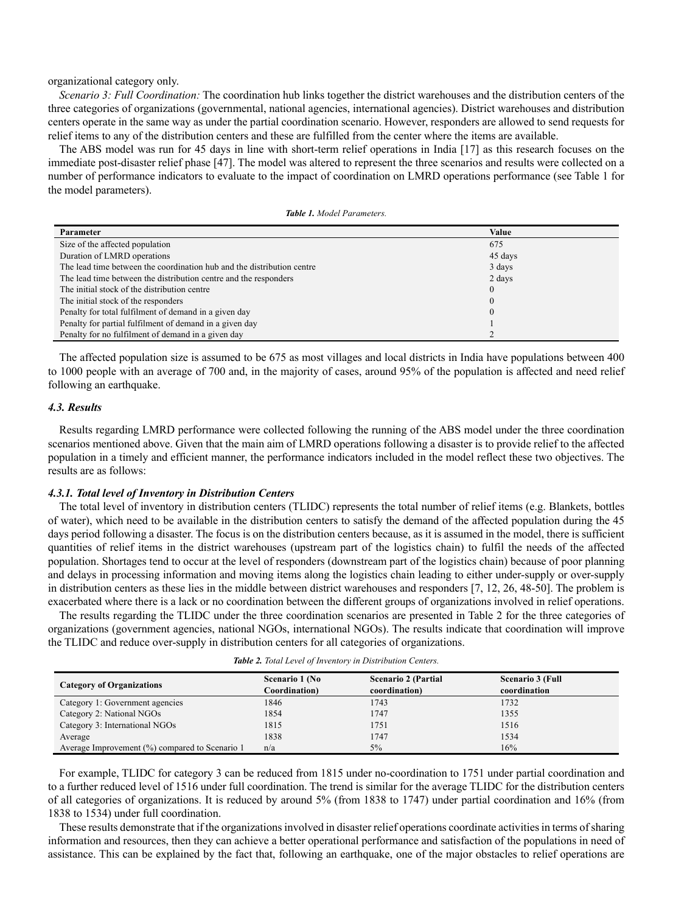organizational category only.

*Scenario 3: Full Coordination:* The coordination hub links together the district warehouses and the distribution centers of the three categories of organizations (governmental, national agencies, international agencies). District warehouses and distribution centers operate in the same way as under the partial coordination scenario. However, responders are allowed to send requests for relief items to any of the distribution centers and these are fulfilled from the center where the items are available.

The ABS model was run for 45 days in line with short-term relief operations in India [17] as this research focuses on the immediate post-disaster relief phase [47]. The model was altered to represent the three scenarios and results were collected on a number of performance indicators to evaluate to the impact of coordination on LMRD operations performance (see Table 1 for the model parameters).

***Table 1.*** *Model Parameters.*

| Parameter | Value |
|---|---|
| Size of the affected population | 675 |
| Duration of LMRD operations | 45 days |
| The lead time between the coordination hub and the distribution centre | 3 days |
| The lead time between the distribution centre and the responders | 2 days |
| The initial stock of the distribution centre | 0 |
| The initial stock of the responders | 0 |
| Penalty for total fulfilment of demand in a given day | 0 |
| Penalty for partial fulfilment of demand in a given day | 1 |
| Penalty for no fulfilment of demand in a given day | 2 |

The affected population size is assumed to be 675 as most villages and local districts in India have populations between 400 to 1000 people with an average of 700 and, in the majority of cases, around 95% of the population is affected and need relief following an earthquake.

### *4.3. Results*

Results regarding LMRD performance were collected following the running of the ABS model under the three coordination scenarios mentioned above. Given that the main aim of LMRD operations following a disaster is to provide relief to the affected population in a timely and efficient manner, the performance indicators included in the model reflect these two objectives. The results are as follows:

#### *4.3.1. Total level of Inventory in Distribution Centers*

The total level of inventory in distribution centers (TLIDC) represents the total number of relief items (e.g. Blankets, bottles of water), which need to be available in the distribution centers to satisfy the demand of the affected population during the 45 days period following a disaster. The focus is on the distribution centers because, as it is assumed in the model, there is sufficient quantities of relief items in the district warehouses (upstream part of the logistics chain) to fulfil the needs of the affected population. Shortages tend to occur at the level of responders (downstream part of the logistics chain) because of poor planning and delays in processing information and moving items along the logistics chain leading to either under-supply or over-supply in distribution centers as these lies in the middle between district warehouses and responders [7, 12, 26, 48-50]. The problem is exacerbated where there is a lack or no coordination between the different groups of organizations involved in relief operations.

The results regarding the TLIDC under the three coordination scenarios are presented in Table 2 for the three categories of organizations (government agencies, national NGOs, international NGOs). The results indicate that coordination will improve the TLIDC and reduce over-supply in distribution centers for all categories of organizations.

***Table 2.*** *Total Level of Inventory in Distribution Centers.*

| Category of Organizations | Scenario 1 (No Coordination) | Scenario 2 (Partial coordination) | Scenario 3 (Full coordination |
|---|---|---|---|
| Category 1: Government agencies | 1846 | 1743 | 1732 |
| Category 2: National NGOs | 1854 | 1747 | 1355 |
| Category 3: International NGOs | 1815 | 1751 | 1516 |
| Average | 1838 | 1747 | 1534 |
| Average Improvement (%) compared to Scenario 1 | n/a | 5% | 16% |

For example, TLIDC for category 3 can be reduced from 1815 under no-coordination to 1751 under partial coordination and to a further reduced level of 1516 under full coordination. The trend is similar for the average TLIDC for the distribution centers of all categories of organizations. It is reduced by around 5% (from 1838 to 1747) under partial coordination and 16% (from 1838 to 1534) under full coordination.

These results demonstrate that if the organizations involved in disaster relief operations coordinate activities in terms of sharing information and resources, then they can achieve a better operational performance and satisfaction of the populations in need of assistance. This can be explained by the fact that, following an earthquake, one of the major obstacles to relief operations are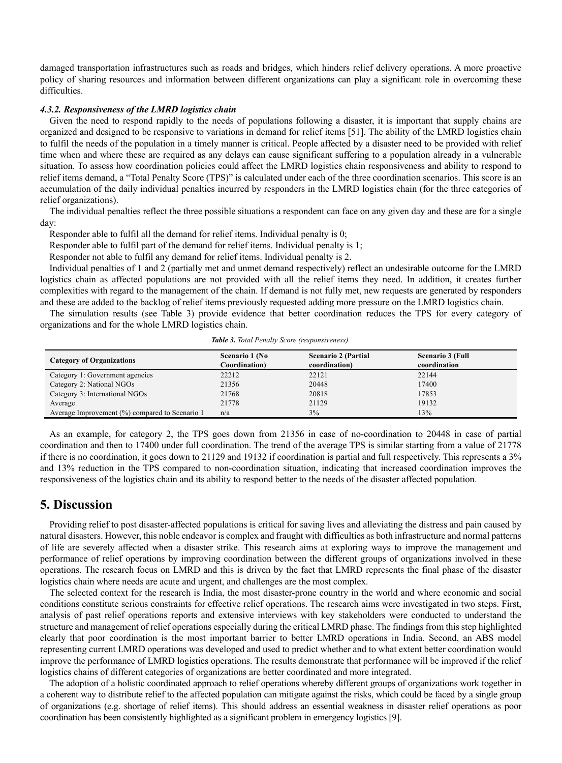damaged transportation infrastructures such as roads and bridges, which hinders relief delivery operations. A more proactive policy of sharing resources and information between different organizations can play a significant role in overcoming these difficulties.

#### *4.3.2. Responsiveness of the LMRD logistics chain*

Given the need to respond rapidly to the needs of populations following a disaster, it is important that supply chains are organized and designed to be responsive to variations in demand for relief items [51]. The ability of the LMRD logistics chain to fulfil the needs of the population in a timely manner is critical. People affected by a disaster need to be provided with relief time when and where these are required as any delays can cause significant suffering to a population already in a vulnerable situation. To assess how coordination policies could affect the LMRD logistics chain responsiveness and ability to respond to relief items demand, a "Total Penalty Score (TPS)" is calculated under each of the three coordination scenarios. This score is an accumulation of the daily individual penalties incurred by responders in the LMRD logistics chain (for the three categories of relief organizations).

The individual penalties reflect the three possible situations a respondent can face on any given day and these are for a single day:

Responder able to fulfil all the demand for relief items. Individual penalty is 0;

Responder able to fulfil part of the demand for relief items. Individual penalty is 1;

Responder not able to fulfil any demand for relief items. Individual penalty is 2.

Individual penalties of 1 and 2 (partially met and unmet demand respectively) reflect an undesirable outcome for the LMRD logistics chain as affected populations are not provided with all the relief items they need. In addition, it creates further complexities with regard to the management of the chain. If demand is not fully met, new requests are generated by responders and these are added to the backlog of relief items previously requested adding more pressure on the LMRD logistics chain.

The simulation results (see Table 3) provide evidence that better coordination reduces the TPS for every category of organizations and for the whole LMRD logistics chain.

***Table 3.*** *Total Penalty Score (responsiveness).*

| Category of Organizations | Scenario 1 (No Coordination) | Scenario 2 (Partial coordination) | Scenario 3 (Full coordination |
|---|---|---|---|
| Category 1: Government agencies | 22212 | 22121 | 22144 |
| Category 2: National NGOs | 21356 | 20448 | 17400 |
| Category 3: International NGOs | 21768 | 20818 | 17853 |
| Average | 21778 | 21129 | 19132 |
| Average Improvement (%) compared to Scenario 1 | n/a | 3% | 13% |

As an example, for category 2, the TPS goes down from 21356 in case of no-coordination to 20448 in case of partial coordination and then to 17400 under full coordination. The trend of the average TPS is similar starting from a value of 21778 if there is no coordination, it goes down to 21129 and 19132 if coordination is partial and full respectively. This represents a 3% and 13% reduction in the TPS compared to non-coordination situation, indicating that increased coordination improves the responsiveness of the logistics chain and its ability to respond better to the needs of the disaster affected population.

## 5. Discussion

Providing relief to post disaster-affected populations is critical for saving lives and alleviating the distress and pain caused by natural disasters. However, this noble endeavor is complex and fraught with difficulties as both infrastructure and normal patterns of life are severely affected when a disaster strike. This research aims at exploring ways to improve the management and performance of relief operations by improving coordination between the different groups of organizations involved in these operations. The research focus on LMRD and this is driven by the fact that LMRD represents the final phase of the disaster logistics chain where needs are acute and urgent, and challenges are the most complex.

The selected context for the research is India, the most disaster-prone country in the world and where economic and social conditions constitute serious constraints for effective relief operations. The research aims were investigated in two steps. First, analysis of past relief operations reports and extensive interviews with key stakeholders were conducted to understand the structure and management of relief operations especially during the critical LMRD phase. The findings from this step highlighted clearly that poor coordination is the most important barrier to better LMRD operations in India. Second, an ABS model representing current LMRD operations was developed and used to predict whether and to what extent better coordination would improve the performance of LMRD logistics operations. The results demonstrate that performance will be improved if the relief logistics chains of different categories of organizations are better coordinated and more integrated.

The adoption of a holistic coordinated approach to relief operations whereby different groups of organizations work together in a coherent way to distribute relief to the affected population can mitigate against the risks, which could be faced by a single group of organizations (e.g. shortage of relief items). This should address an essential weakness in disaster relief operations as poor coordination has been consistently highlighted as a significant problem in emergency logistics [9].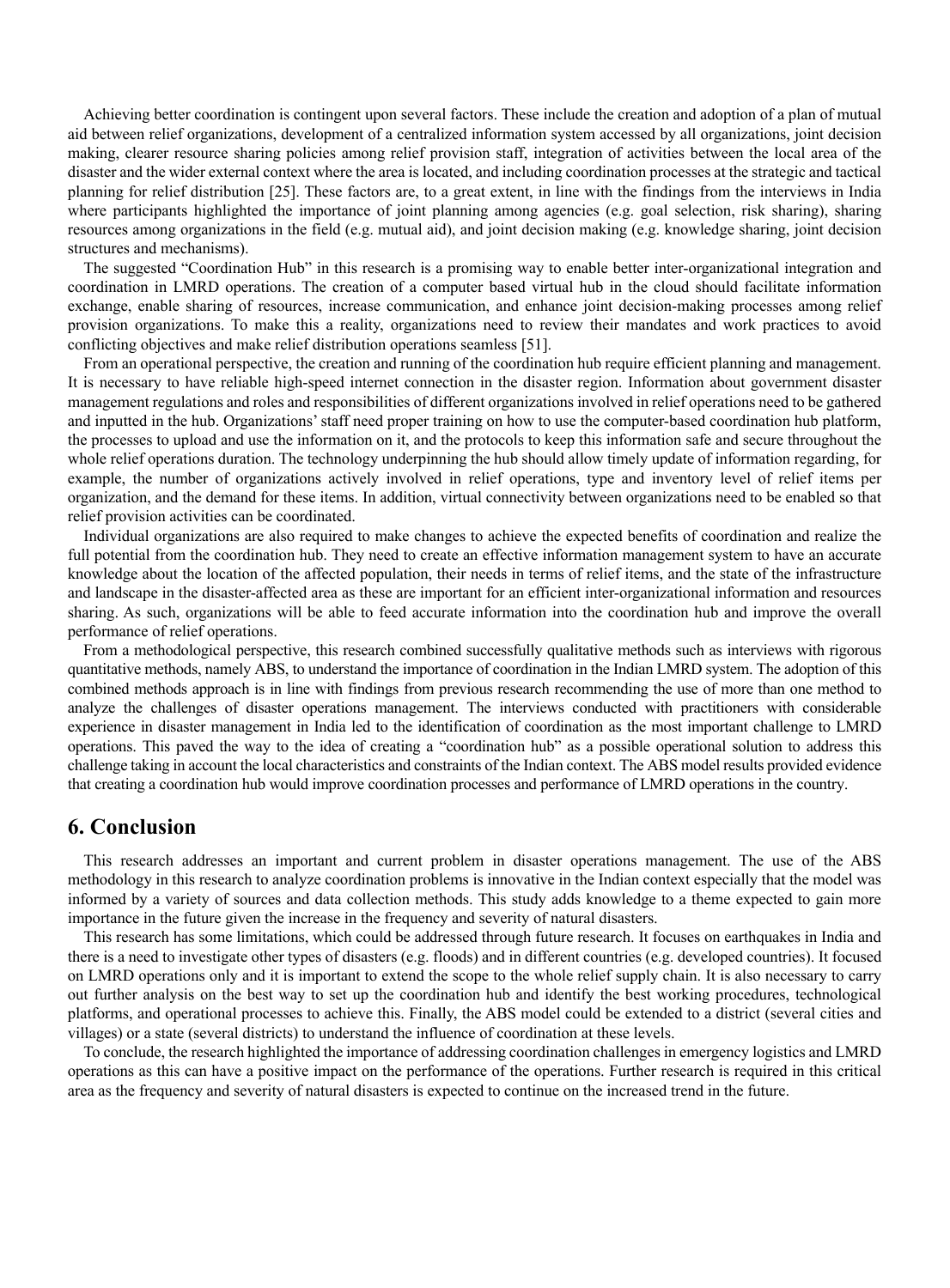Achieving better coordination is contingent upon several factors. These include the creation and adoption of a plan of mutual aid between relief organizations, development of a centralized information system accessed by all organizations, joint decision making, clearer resource sharing policies among relief provision staff, integration of activities between the local area of the disaster and the wider external context where the area is located, and including coordination processes at the strategic and tactical planning for relief distribution [25]. These factors are, to a great extent, in line with the findings from the interviews in India where participants highlighted the importance of joint planning among agencies (e.g. goal selection, risk sharing), sharing resources among organizations in the field (e.g. mutual aid), and joint decision making (e.g. knowledge sharing, joint decision structures and mechanisms).

The suggested "Coordination Hub" in this research is a promising way to enable better inter-organizational integration and coordination in LMRD operations. The creation of a computer based virtual hub in the cloud should facilitate information exchange, enable sharing of resources, increase communication, and enhance joint decision-making processes among relief provision organizations. To make this a reality, organizations need to review their mandates and work practices to avoid conflicting objectives and make relief distribution operations seamless [51].

From an operational perspective, the creation and running of the coordination hub require efficient planning and management. It is necessary to have reliable high-speed internet connection in the disaster region. Information about government disaster management regulations and roles and responsibilities of different organizations involved in relief operations need to be gathered and inputted in the hub. Organizations' staff need proper training on how to use the computer-based coordination hub platform, the processes to upload and use the information on it, and the protocols to keep this information safe and secure throughout the whole relief operations duration. The technology underpinning the hub should allow timely update of information regarding, for example, the number of organizations actively involved in relief operations, type and inventory level of relief items per organization, and the demand for these items. In addition, virtual connectivity between organizations need to be enabled so that relief provision activities can be coordinated.

Individual organizations are also required to make changes to achieve the expected benefits of coordination and realize the full potential from the coordination hub. They need to create an effective information management system to have an accurate knowledge about the location of the affected population, their needs in terms of relief items, and the state of the infrastructure and landscape in the disaster-affected area as these are important for an efficient inter-organizational information and resources sharing. As such, organizations will be able to feed accurate information into the coordination hub and improve the overall performance of relief operations.

From a methodological perspective, this research combined successfully qualitative methods such as interviews with rigorous quantitative methods, namely ABS, to understand the importance of coordination in the Indian LMRD system. The adoption of this combined methods approach is in line with findings from previous research recommending the use of more than one method to analyze the challenges of disaster operations management. The interviews conducted with practitioners with considerable experience in disaster management in India led to the identification of coordination as the most important challenge to LMRD operations. This paved the way to the idea of creating a "coordination hub" as a possible operational solution to address this challenge taking in account the local characteristics and constraints of the Indian context. The ABS model results provided evidence that creating a coordination hub would improve coordination processes and performance of LMRD operations in the country.

## 6. Conclusion

This research addresses an important and current problem in disaster operations management. The use of the ABS methodology in this research to analyze coordination problems is innovative in the Indian context especially that the model was informed by a variety of sources and data collection methods. This study adds knowledge to a theme expected to gain more importance in the future given the increase in the frequency and severity of natural disasters.

This research has some limitations, which could be addressed through future research. It focuses on earthquakes in India and there is a need to investigate other types of disasters (e.g. floods) and in different countries (e.g. developed countries). It focused on LMRD operations only and it is important to extend the scope to the whole relief supply chain. It is also necessary to carry out further analysis on the best way to set up the coordination hub and identify the best working procedures, technological platforms, and operational processes to achieve this. Finally, the ABS model could be extended to a district (several cities and villages) or a state (several districts) to understand the influence of coordination at these levels.

To conclude, the research highlighted the importance of addressing coordination challenges in emergency logistics and LMRD operations as this can have a positive impact on the performance of the operations. Further research is required in this critical area as the frequency and severity of natural disasters is expected to continue on the increased trend in the future.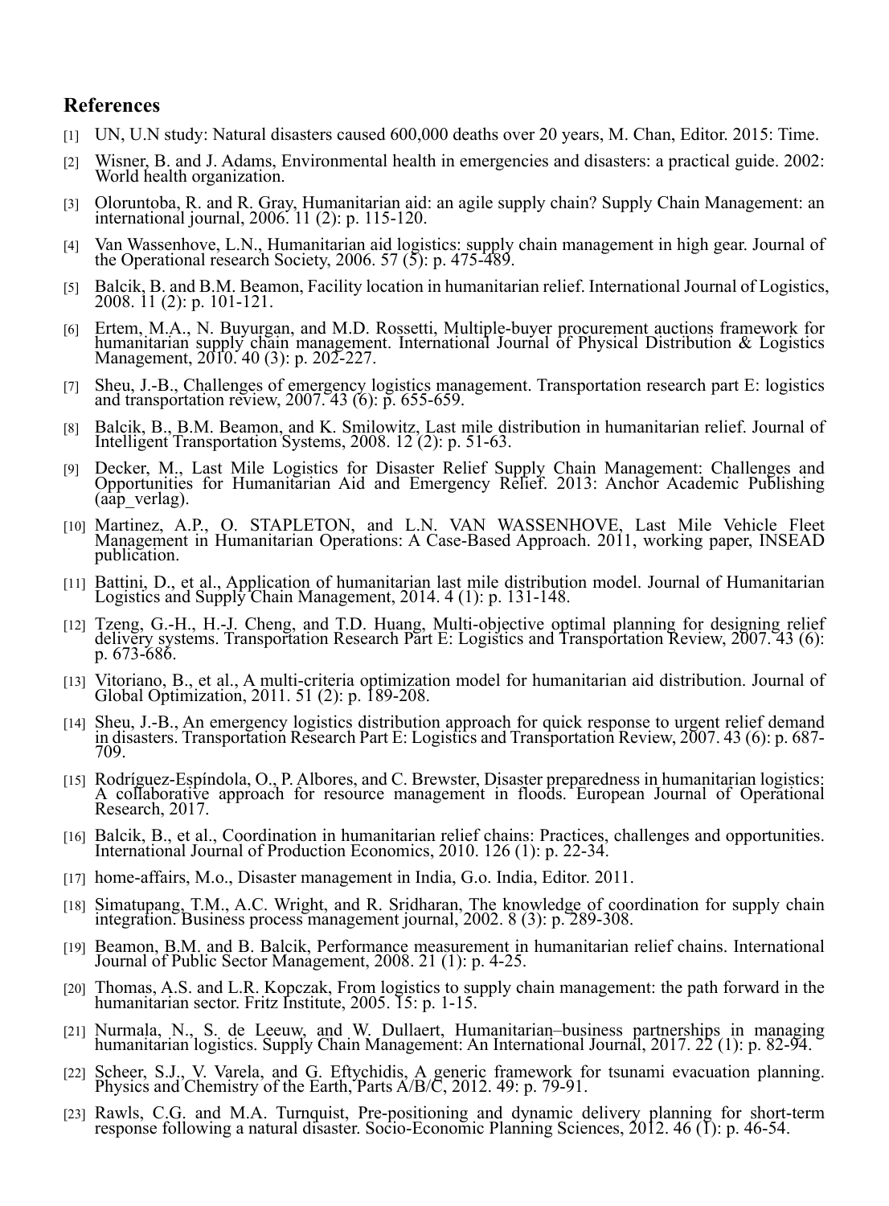## References

[1] UN, U.N study: Natural disasters caused 600,000 deaths over 20 years, M. Chan, Editor. 2015: Time.

[2] Wisner, B. and J. Adams, Environmental health in emergencies and disasters: a practical guide. 2002: World health organization.

[3] Oloruntoba, R. and R. Gray, Humanitarian aid: an agile supply chain? Supply Chain Management: an international journal, 2006. 11 (2): p. 115-120.

[4] Van Wassenhove, L.N., Humanitarian aid logistics: supply chain management in high gear. Journal of the Operational research Society, 2006. 57 (5): p. 475-489.

[5] Balcik, B. and B.M. Beamon, Facility location in humanitarian relief. International Journal of Logistics, 2008. 11 (2): p. 101-121.

[6] Ertem, M.A., N. Buyurgan, and M.D. Rossetti, Multiple-buyer procurement auctions framework for humanitarian supply chain management. International Journal of Physical Distribution & Logistics Management, 2010. 40 (3): p. 202-227.

[7] Sheu, J.-B., Challenges of emergency logistics management. Transportation research part E: logistics and transportation review, 2007. 43 (6): p. 655-659.

[8] Balcik, B., B.M. Beamon, and K. Smilowitz, Last mile distribution in humanitarian relief. Journal of Intelligent Transportation Systems, 2008. 12 (2): p. 51-63.

[9] Decker, M., Last Mile Logistics for Disaster Relief Supply Chain Management: Challenges and Opportunities for Humanitarian Aid and Emergency Relief. 2013: Anchor Academic Publishing (aap_verlag).

[10] Martinez, A.P., O. STAPLETON, and L.N. VAN WASSENHOVE, Last Mile Vehicle Fleet Management in Humanitarian Operations: A Case-Based Approach. 2011, working paper, INSEAD publication.

[11] Battini, D., et al., Application of humanitarian last mile distribution model. Journal of Humanitarian Logistics and Supply Chain Management, 2014. 4 (1): p. 131-148.

[12] Tzeng, G.-H., H.-J. Cheng, and T.D. Huang, Multi-objective optimal planning for designing relief delivery systems. Transportation Research Part E: Logistics and Transportation Review, 2007. 43 (6): p. 673-686.

[13] Vitoriano, B., et al., A multi-criteria optimization model for humanitarian aid distribution. Journal of Global Optimization, 2011. 51 (2): p. 189-208.

[14] Sheu, J.-B., An emergency logistics distribution approach for quick response to urgent relief demand in disasters. Transportation Research Part E: Logistics and Transportation Review, 2007. 43 (6): p. 687-709.

[15] Rodríguez-Espíndola, O., P. Albores, and C. Brewster, Disaster preparedness in humanitarian logistics: A collaborative approach for resource management in floods. European Journal of Operational Research, 2017.

[16] Balcik, B., et al., Coordination in humanitarian relief chains: Practices, challenges and opportunities. International Journal of Production Economics, 2010. 126 (1): p. 22-34.

[17] home-affairs, M.o., Disaster management in India, G.o. India, Editor. 2011.

[18] Simatupang, T.M., A.C. Wright, and R. Sridharan, The knowledge of coordination for supply chain integration. Business process management journal, 2002. 8 (3): p. 289-308.

[19] Beamon, B.M. and B. Balcik, Performance measurement in humanitarian relief chains. International Journal of Public Sector Management, 2008. 21 (1): p. 4-25.

[20] Thomas, A.S. and L.R. Kopczak, From logistics to supply chain management: the path forward in the humanitarian sector. Fritz Institute, 2005. 15: p. 1-15.

[21] Nurmala, N., S. de Leeuw, and W. Dullaert, Humanitarian–business partnerships in managing humanitarian logistics. Supply Chain Management: An International Journal, 2017. 22 (1): p. 82-94.

[22] Scheer, S.J., V. Varela, and G. Eftychidis, A generic framework for tsunami evacuation planning. Physics and Chemistry of the Earth, Parts A/B/C, 2012. 49: p. 79-91.

[23] Rawls, C.G. and M.A. Turnquist, Pre-positioning and dynamic delivery planning for short-term response following a natural disaster. Socio-Economic Planning Sciences, 2012. 46 (1): p. 46-54.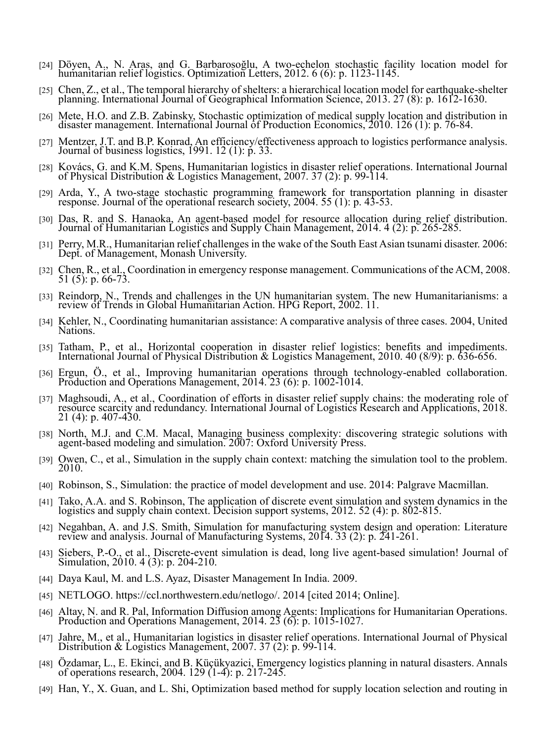[24] Döyen, A., N. Aras, and G. Barbarosoğlu, A two-echelon stochastic facility location model for humanitarian relief logistics. Optimization Letters, 2012. 6 (6): p. 1123-1145.

[25] Chen, Z., et al., The temporal hierarchy of shelters: a hierarchical location model for earthquake-shelter planning. International Journal of Geographical Information Science, 2013. 27 (8): p. 1612-1630.

[26] Mete, H.O. and Z.B. Zabinsky, Stochastic optimization of medical supply location and distribution in disaster management. International Journal of Production Economics, 2010. 126 (1): p. 76-84.

[27] Mentzer, J.T. and B.P. Konrad, An efficiency/effectiveness approach to logistics performance analysis. Journal of business logistics, 1991. 12 (1): p. 33.

[28] Kovács, G. and K.M. Spens, Humanitarian logistics in disaster relief operations. International Journal of Physical Distribution & Logistics Management, 2007. 37 (2): p. 99-114.

[29] Arda, Y., A two-stage stochastic programming framework for transportation planning in disaster response. Journal of the operational research society, 2004. 55 (1): p. 43-53.

[30] Das, R. and S. Hanaoka, An agent-based model for resource allocation during relief distribution. Journal of Humanitarian Logistics and Supply Chain Management, 2014. 4 (2): p. 265-285.

[31] Perry, M.R., Humanitarian relief challenges in the wake of the South East Asian tsunami disaster. 2006: Dept. of Management, Monash University.

[32] Chen, R., et al., Coordination in emergency response management. Communications of the ACM, 2008. 51 (5): p. 66-73.

[33] Reindorp, N., Trends and challenges in the UN humanitarian system. The new Humanitarianisms: a review of Trends in Global Humanitarian Action. HPG Report, 2002. 11.

[34] Kehler, N., Coordinating humanitarian assistance: A comparative analysis of three cases. 2004, United Nations.

[35] Tatham, P., et al., Horizontal cooperation in disaster relief logistics: benefits and impediments. International Journal of Physical Distribution & Logistics Management, 2010. 40 (8/9): p. 636-656.

[36] Ergun, Ö., et al., Improving humanitarian operations through technology-enabled collaboration. Production and Operations Management, 2014. 23 (6): p. 1002-1014.

[37] Maghsoudi, A., et al., Coordination of efforts in disaster relief supply chains: the moderating role of resource scarcity and redundancy. International Journal of Logistics Research and Applications, 2018. 21 (4): p. 407-430.

[38] North, M.J. and C.M. Macal, Managing business complexity: discovering strategic solutions with agent-based modeling and simulation. 2007: Oxford University Press.

[39] Owen, C., et al., Simulation in the supply chain context: matching the simulation tool to the problem. 2010.

[40] Robinson, S., Simulation: the practice of model development and use. 2014: Palgrave Macmillan.

[41] Tako, A.A. and S. Robinson, The application of discrete event simulation and system dynamics in the logistics and supply chain context. Decision support systems, 2012. 52 (4): p. 802-815.

[42] Negahban, A. and J.S. Smith, Simulation for manufacturing system design and operation: Literature review and analysis. Journal of Manufacturing Systems, 2014. 33 (2): p. 241-261.

[43] Siebers, P.-O., et al., Discrete-event simulation is dead, long live agent-based simulation! Journal of Simulation, 2010. 4 (3): p. 204-210.

[44] Daya Kaul, M. and L.S. Ayaz, Disaster Management In India. 2009.

[45] NETLOGO. https://ccl.northwestern.edu/netlogo/. 2014 [cited 2014; Online].

[46] Altay, N. and R. Pal, Information Diffusion among Agents: Implications for Humanitarian Operations. Production and Operations Management, 2014. 23 (6): p. 1015-1027.

[47] Jahre, M., et al., Humanitarian logistics in disaster relief operations. International Journal of Physical Distribution & Logistics Management, 2007. 37 (2): p. 99-114.

[48] Özdamar, L., E. Ekinci, and B. Küçükyazici, Emergency logistics planning in natural disasters. Annals of operations research, 2004. 129 (1-4): p. 217-245.

[49] Han, Y., X. Guan, and L. Shi, Optimization based method for supply location selection and routing in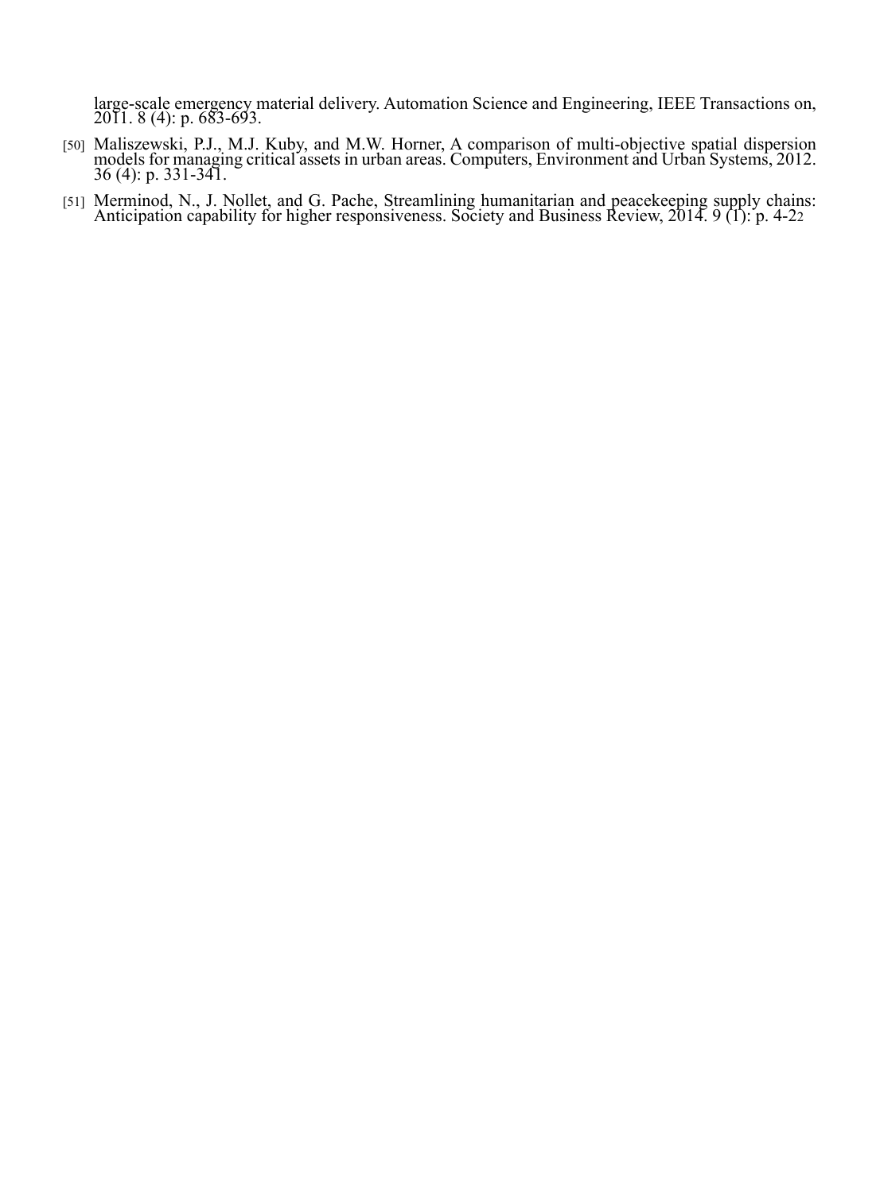large-scale emergency material delivery. Automation Science and Engineering, IEEE Transactions on, 2011. 8 (4): p. 683-693.

[50] Maliszewski, P.J., M.J. Kuby, and M.W. Horner, A comparison of multi-objective spatial dispersion models for managing critical assets in urban areas. Computers, Environment and Urban Systems, 2012. 36 (4): p. 331-341.

[51] Merminod, N., J. Nollet, and G. Pache, Streamlining humanitarian and peacekeeping supply chains: Anticipation capability for higher responsiveness. Society and Business Review, 2014. 9 (1): p. 4-22